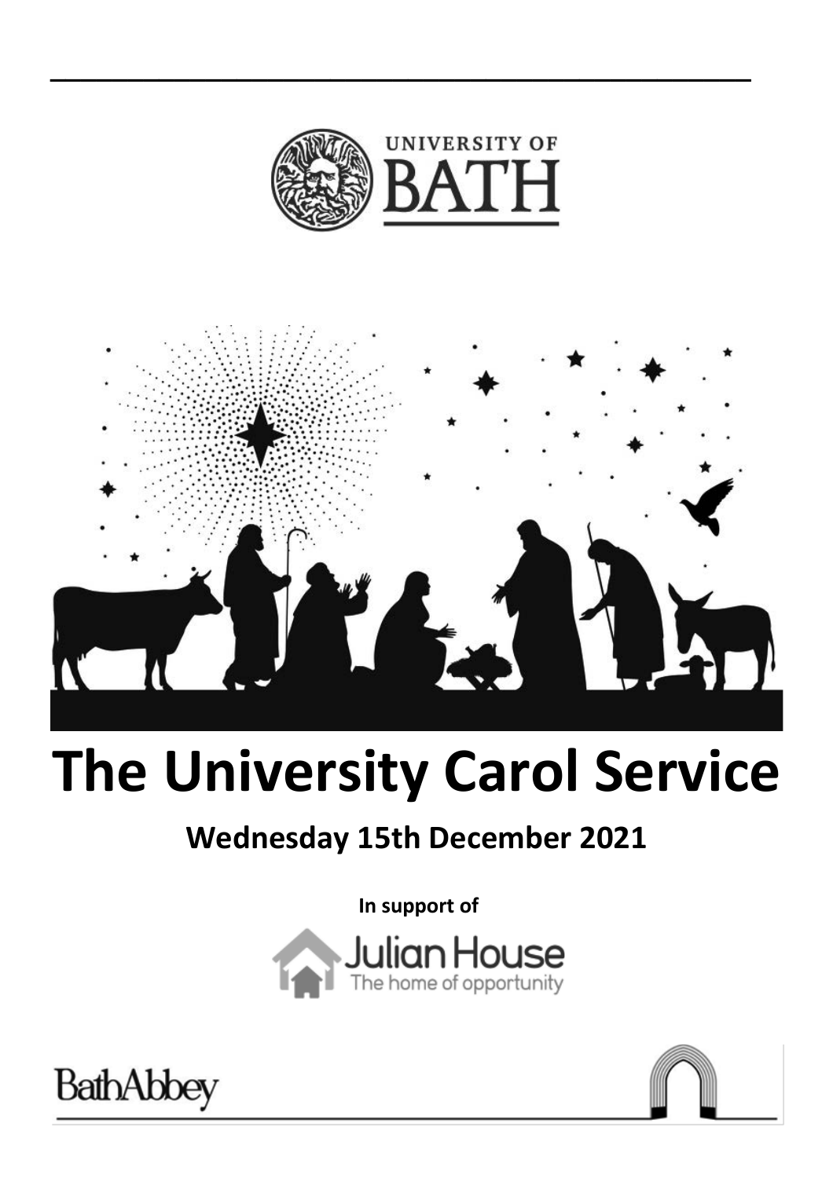UNIVERSITY OF BATH

# The University Carol Service

## Wednesday 15th December 2021

**In support of**

Julian House
The home of opportunity

BathAbbey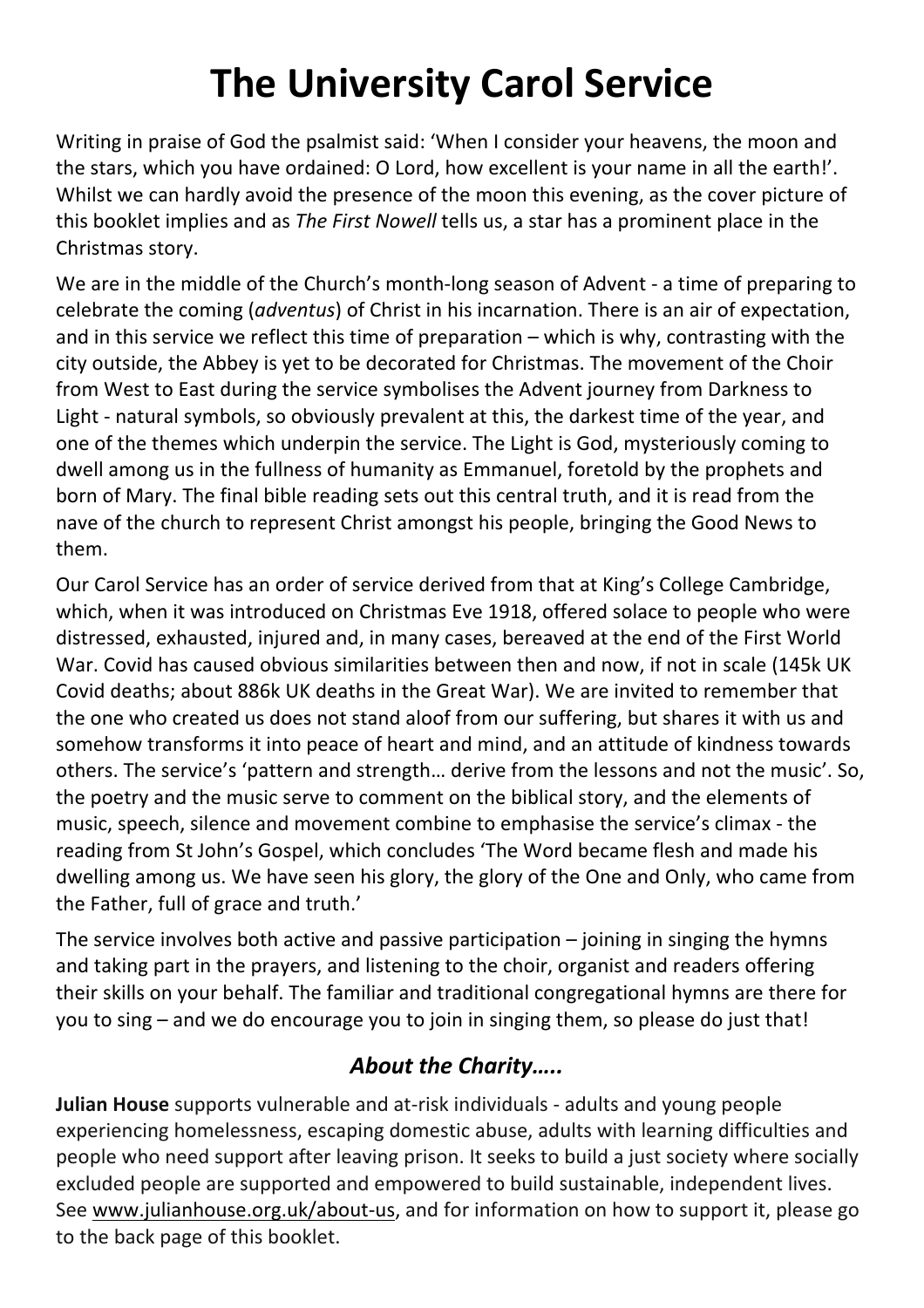# The University Carol Service

Writing in praise of God the psalmist said: 'When I consider your heavens, the moon and the stars, which you have ordained: O Lord, how excellent is your name in all the earth!'. Whilst we can hardly avoid the presence of the moon this evening, as the cover picture of this booklet implies and as *The First Nowell* tells us, a star has a prominent place in the Christmas story.

We are in the middle of the Church's month-long season of Advent - a time of preparing to celebrate the coming (*adventus*) of Christ in his incarnation. There is an air of expectation, and in this service we reflect this time of preparation – which is why, contrasting with the city outside, the Abbey is yet to be decorated for Christmas. The movement of the Choir from West to East during the service symbolises the Advent journey from Darkness to Light - natural symbols, so obviously prevalent at this, the darkest time of the year, and one of the themes which underpin the service. The Light is God, mysteriously coming to dwell among us in the fullness of humanity as Emmanuel, foretold by the prophets and born of Mary. The final bible reading sets out this central truth, and it is read from the nave of the church to represent Christ amongst his people, bringing the Good News to them.

Our Carol Service has an order of service derived from that at King's College Cambridge, which, when it was introduced on Christmas Eve 1918, offered solace to people who were distressed, exhausted, injured and, in many cases, bereaved at the end of the First World War. Covid has caused obvious similarities between then and now, if not in scale (145k UK Covid deaths; about 886k UK deaths in the Great War). We are invited to remember that the one who created us does not stand aloof from our suffering, but shares it with us and somehow transforms it into peace of heart and mind, and an attitude of kindness towards others. The service's 'pattern and strength… derive from the lessons and not the music'. So, the poetry and the music serve to comment on the biblical story, and the elements of music, speech, silence and movement combine to emphasise the service's climax - the reading from St John's Gospel, which concludes 'The Word became flesh and made his dwelling among us. We have seen his glory, the glory of the One and Only, who came from the Father, full of grace and truth.'

The service involves both active and passive participation – joining in singing the hymns and taking part in the prayers, and listening to the choir, organist and readers offering their skills on your behalf. The familiar and traditional congregational hymns are there for you to sing – and we do encourage you to join in singing them, so please do just that!

## *About the Charity…..*

**Julian House** supports vulnerable and at-risk individuals - adults and young people experiencing homelessness, escaping domestic abuse, adults with learning difficulties and people who need support after leaving prison. It seeks to build a just society where socially excluded people are supported and empowered to build sustainable, independent lives. See www.julianhouse.org.uk/about-us, and for information on how to support it, please go to the back page of this booklet.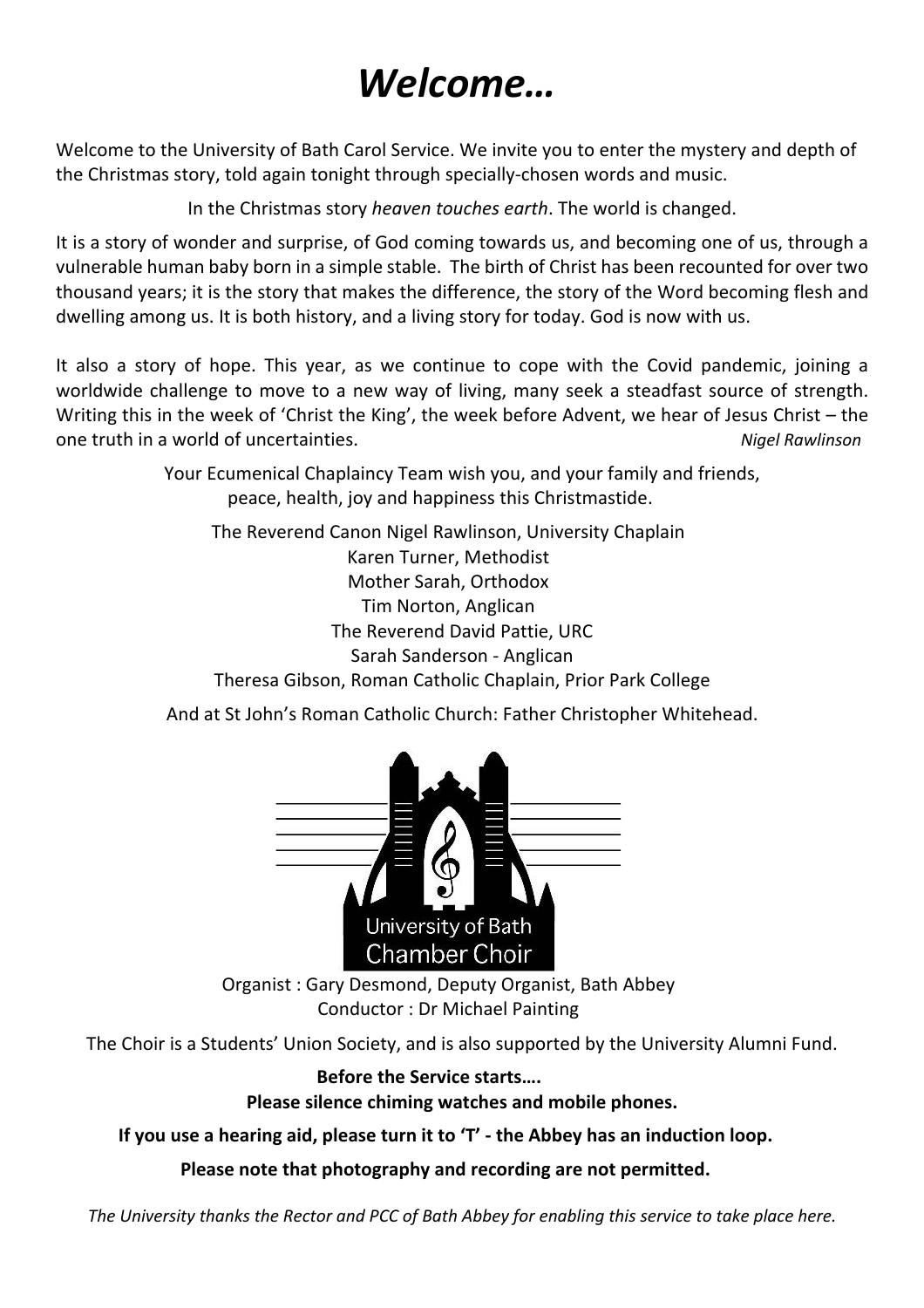# *Welcome…*

Welcome to the University of Bath Carol Service. We invite you to enter the mystery and depth of the Christmas story, told again tonight through specially-chosen words and music.

In the Christmas story *heaven touches earth*. The world is changed.

It is a story of wonder and surprise, of God coming towards us, and becoming one of us, through a vulnerable human baby born in a simple stable. The birth of Christ has been recounted for over two thousand years; it is the story that makes the difference, the story of the Word becoming flesh and dwelling among us. It is both history, and a living story for today. God is now with us.

It also a story of hope. This year, as we continue to cope with the Covid pandemic, joining a worldwide challenge to move to a new way of living, many seek a steadfast source of strength. Writing this in the week of 'Christ the King', the week before Advent, we hear of Jesus Christ – the one truth in a world of uncertainties. *Nigel Rawlinson*

Your Ecumenical Chaplaincy Team wish you, and your family and friends, peace, health, joy and happiness this Christmastide.

The Reverend Canon Nigel Rawlinson, University Chaplain
Karen Turner, Methodist
Mother Sarah, Orthodox
Tim Norton, Anglican
The Reverend David Pattie, URC
Sarah Sanderson - Anglican
Theresa Gibson, Roman Catholic Chaplain, Prior Park College

And at St John's Roman Catholic Church: Father Christopher Whitehead.

University of Bath Chamber Choir

Organist : Gary Desmond, Deputy Organist, Bath Abbey
Conductor : Dr Michael Painting

The Choir is a Students' Union Society, and is also supported by the University Alumni Fund.

**Before the Service starts….**
**Please silence chiming watches and mobile phones.**

**If you use a hearing aid, please turn it to 'T' - the Abbey has an induction loop.**

**Please note that photography and recording are not permitted.**

*The University thanks the Rector and PCC of Bath Abbey for enabling this service to take place here.*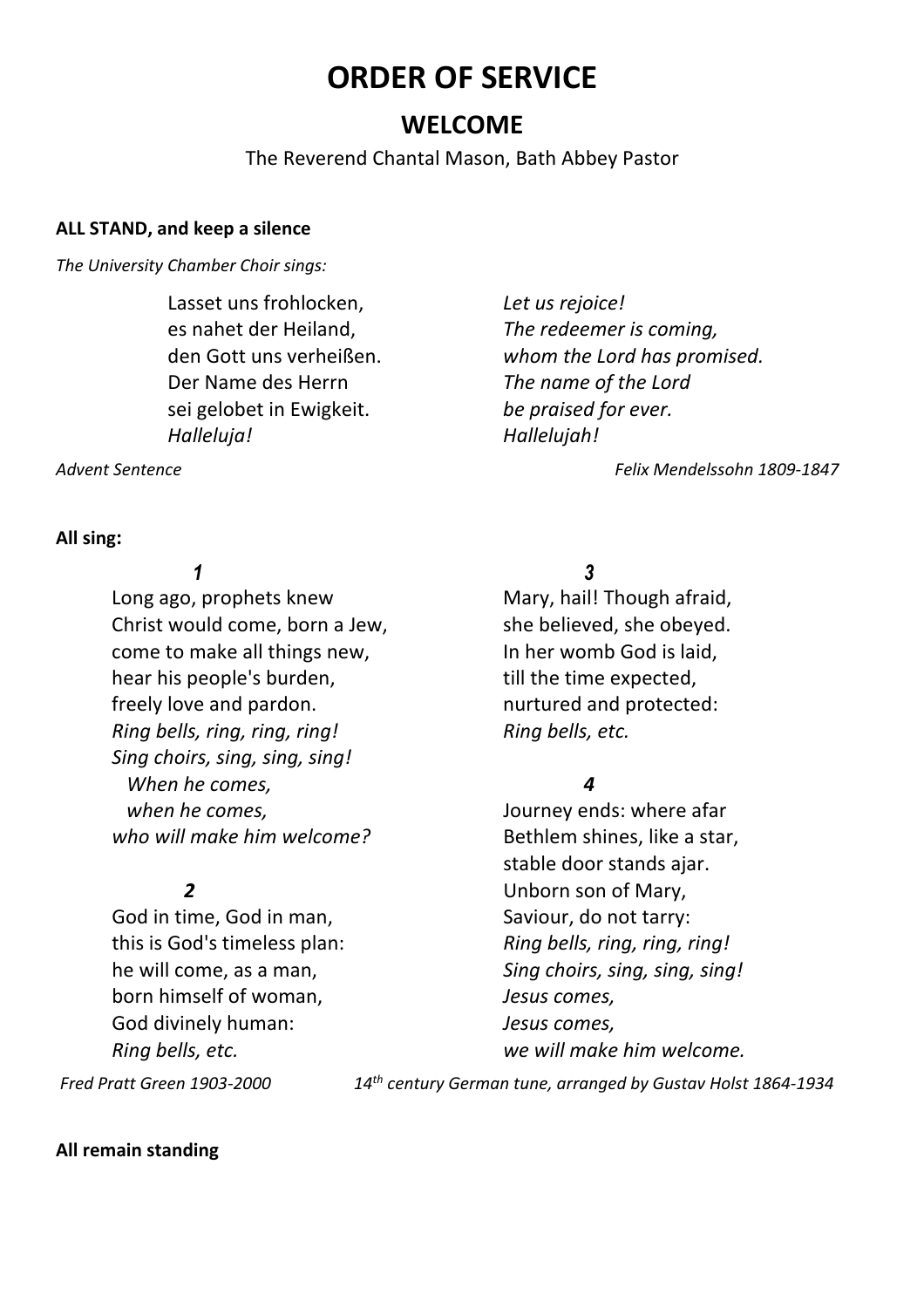# ORDER OF SERVICE

## WELCOME

The Reverend Chantal Mason, Bath Abbey Pastor

**ALL STAND, and keep a silence**

*The University Chamber Choir sings:*

Lasset uns frohlocken,
es nahet der Heiland,
den Gott uns verheißen.
Der Name des Herrn
sei gelobet in Ewigkeit.
*Halleluja!*

*Let us rejoice!*
*The redeemer is coming,*
*whom the Lord has promised.*
*The name of the Lord*
*be praised for ever.*
*Hallelujah!*

*Advent Sentence* — *Felix Mendelssohn 1809-1847*

**All sing:**

***1***

Long ago, prophets knew
Christ would come, born a Jew,
come to make all things new,
hear his people's burden,
freely love and pardon.
*Ring bells, ring, ring, ring!*
*Sing choirs, sing, sing, sing!*
*When he comes,*
*when he comes,*
*who will make him welcome?*

***2***

God in time, God in man,
this is God's timeless plan:
he will come, as a man,
born himself of woman,
God divinely human:
*Ring bells, etc.*

***3***

Mary, hail! Though afraid,
she believed, she obeyed.
In her womb God is laid,
till the time expected,
nurtured and protected:
*Ring bells, etc.*

***4***

Journey ends: where afar
Bethlem shines, like a star,
stable door stands ajar.
Unborn son of Mary,
Saviour, do not tarry:
*Ring bells, ring, ring, ring!*
*Sing choirs, sing, sing, sing!*
*Jesus comes,*
*Jesus comes,*
*we will make him welcome.*

*Fred Pratt Green 1903-2000* — *14th century German tune, arranged by Gustav Holst 1864-1934*

**All remain standing**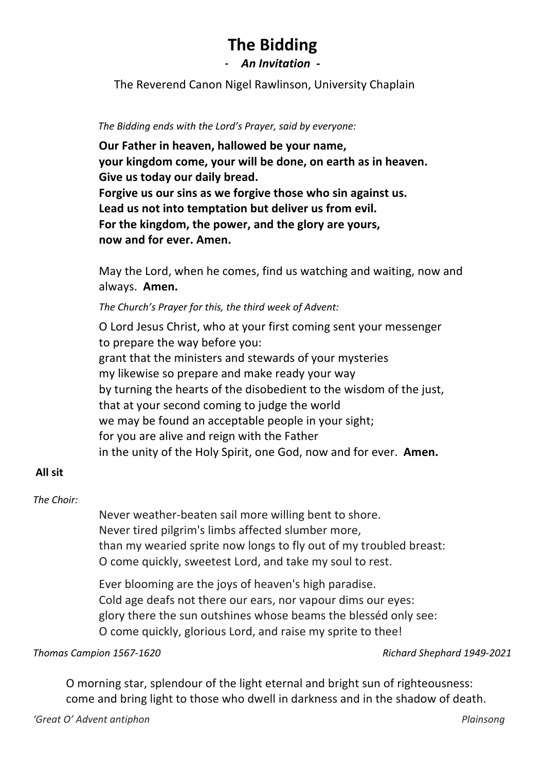# The Bidding

- *An Invitation* -

The Reverend Canon Nigel Rawlinson, University Chaplain

*The Bidding ends with the Lord's Prayer, said by everyone:*

**Our Father in heaven, hallowed be your name,**
**your kingdom come, your will be done, on earth as in heaven.**
**Give us today our daily bread.**
**Forgive us our sins as we forgive those who sin against us.**
**Lead us not into temptation but deliver us from evil.**
**For the kingdom, the power, and the glory are yours,**
**now and for ever. Amen.**

May the Lord, when he comes, find us watching and waiting, now and always. **Amen.**

*The Church's Prayer for this, the third week of Advent:*

O Lord Jesus Christ, who at your first coming sent your messenger
to prepare the way before you:
grant that the ministers and stewards of your mysteries
my likewise so prepare and make ready your way
by turning the hearts of the disobedient to the wisdom of the just,
that at your second coming to judge the world
we may be found an acceptable people in your sight;
for you are alive and reign with the Father
in the unity of the Holy Spirit, one God, now and for ever. **Amen.**

**All sit**

*The Choir:*

Never weather-beaten sail more willing bent to shore.
Never tired pilgrim's limbs affected slumber more,
than my wearied sprite now longs to fly out of my troubled breast:
O come quickly, sweetest Lord, and take my soul to rest.

Ever blooming are the joys of heaven's high paradise.
Cold age deafs not there our ears, nor vapour dims our eyes:
glory there the sun outshines whose beams the blesséd only see:
O come quickly, glorious Lord, and raise my sprite to thee!

*Thomas Campion 1567-1620* — *Richard Shephard 1949-2021*

O morning star, splendour of the light eternal and bright sun of righteousness:
come and bring light to those who dwell in darkness and in the shadow of death.

*'Great O' Advent antiphon* — *Plainsong*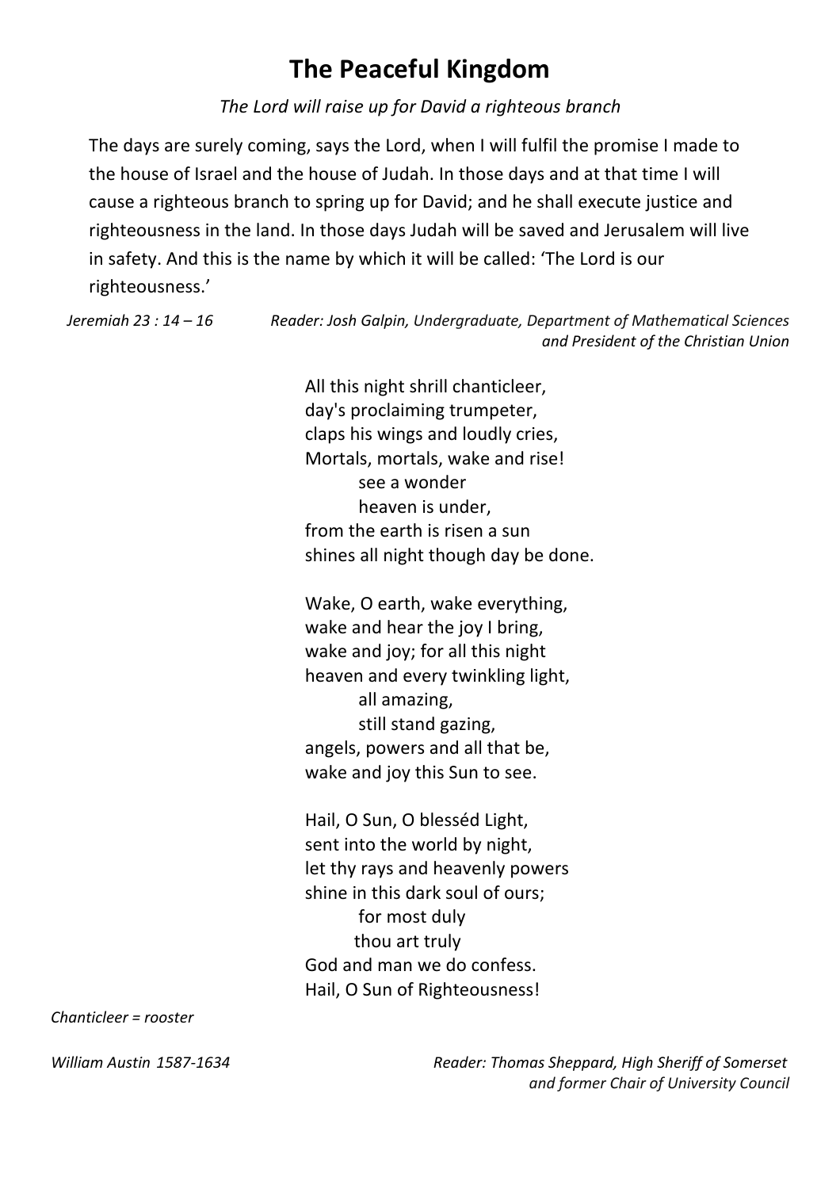# The Peaceful Kingdom

*The Lord will raise up for David a righteous branch*

The days are surely coming, says the Lord, when I will fulfil the promise I made to the house of Israel and the house of Judah. In those days and at that time I will cause a righteous branch to spring up for David; and he shall execute justice and righteousness in the land. In those days Judah will be saved and Jerusalem will live in safety. And this is the name by which it will be called: 'The Lord is our righteousness.'

*Jeremiah 23 : 14 – 16* *Reader: Josh Galpin, Undergraduate, Department of Mathematical Sciences and President of the Christian Union*

All this night shrill chanticleer,
day's proclaiming trumpeter,
claps his wings and loudly cries,
Mortals, mortals, wake and rise!
see a wonder
heaven is under,
from the earth is risen a sun
shines all night though day be done.

Wake, O earth, wake everything,
wake and hear the joy I bring,
wake and joy; for all this night
heaven and every twinkling light,
all amazing,
still stand gazing,
angels, powers and all that be,
wake and joy this Sun to see.

Hail, O Sun, O blesséd Light,
sent into the world by night,
let thy rays and heavenly powers
shine in this dark soul of ours;
for most duly
thou art truly
God and man we do confess.
Hail, O Sun of Righteousness!

*Chanticleer = rooster*

*William Austin 1587-1634* *Reader: Thomas Sheppard, High Sheriff of Somerset and former Chair of University Council*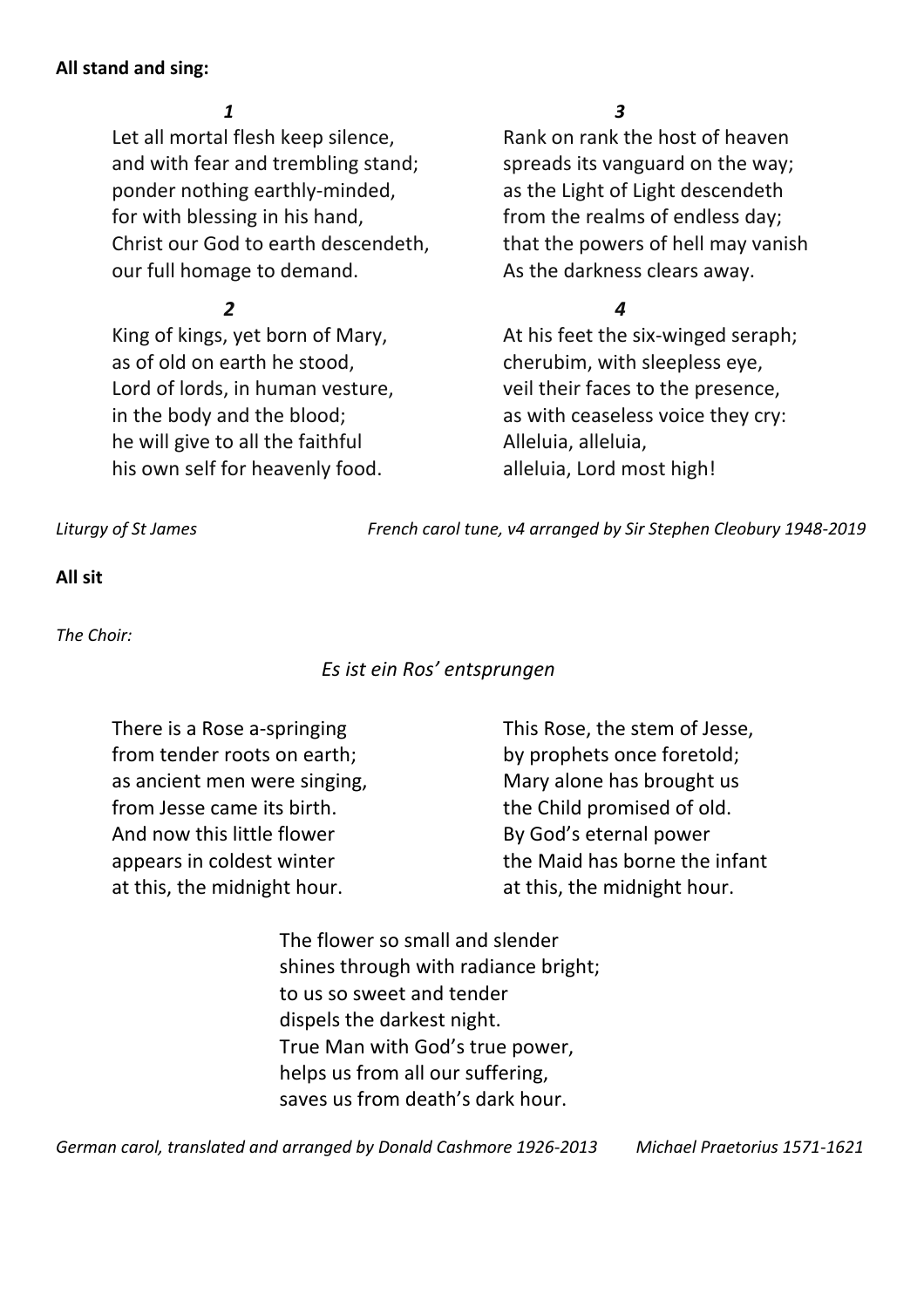**All stand and sing:**

***1***

Let all mortal flesh keep silence,
and with fear and trembling stand;
ponder nothing earthly-minded,
for with blessing in his hand,
Christ our God to earth descendeth,
our full homage to demand.

***2***

King of kings, yet born of Mary,
as of old on earth he stood,
Lord of lords, in human vesture,
in the body and the blood;
he will give to all the faithful
his own self for heavenly food.

***3***

Rank on rank the host of heaven
spreads its vanguard on the way;
as the Light of Light descendeth
from the realms of endless day;
that the powers of hell may vanish
As the darkness clears away.

***4***

At his feet the six-winged seraph;
cherubim, with sleepless eye,
veil their faces to the presence,
as with ceaseless voice they cry:
Alleluia, alleluia,
alleluia, Lord most high!

*Liturgy of St James* *French carol tune, v4 arranged by Sir Stephen Cleobury 1948-2019*

**All sit**

*The Choir:*

*Es ist ein Ros' entsprungen*

There is a Rose a-springing
from tender roots on earth;
as ancient men were singing,
from Jesse came its birth.
And now this little flower
appears in coldest winter
at this, the midnight hour.

This Rose, the stem of Jesse,
by prophets once foretold;
Mary alone has brought us
the Child promised of old.
By God's eternal power
the Maid has borne the infant
at this, the midnight hour.

The flower so small and slender
shines through with radiance bright;
to us so sweet and tender
dispels the darkest night.
True Man with God's true power,
helps us from all our suffering,
saves us from death's dark hour.

*German carol, translated and arranged by Donald Cashmore 1926-2013* *Michael Praetorius 1571-1621*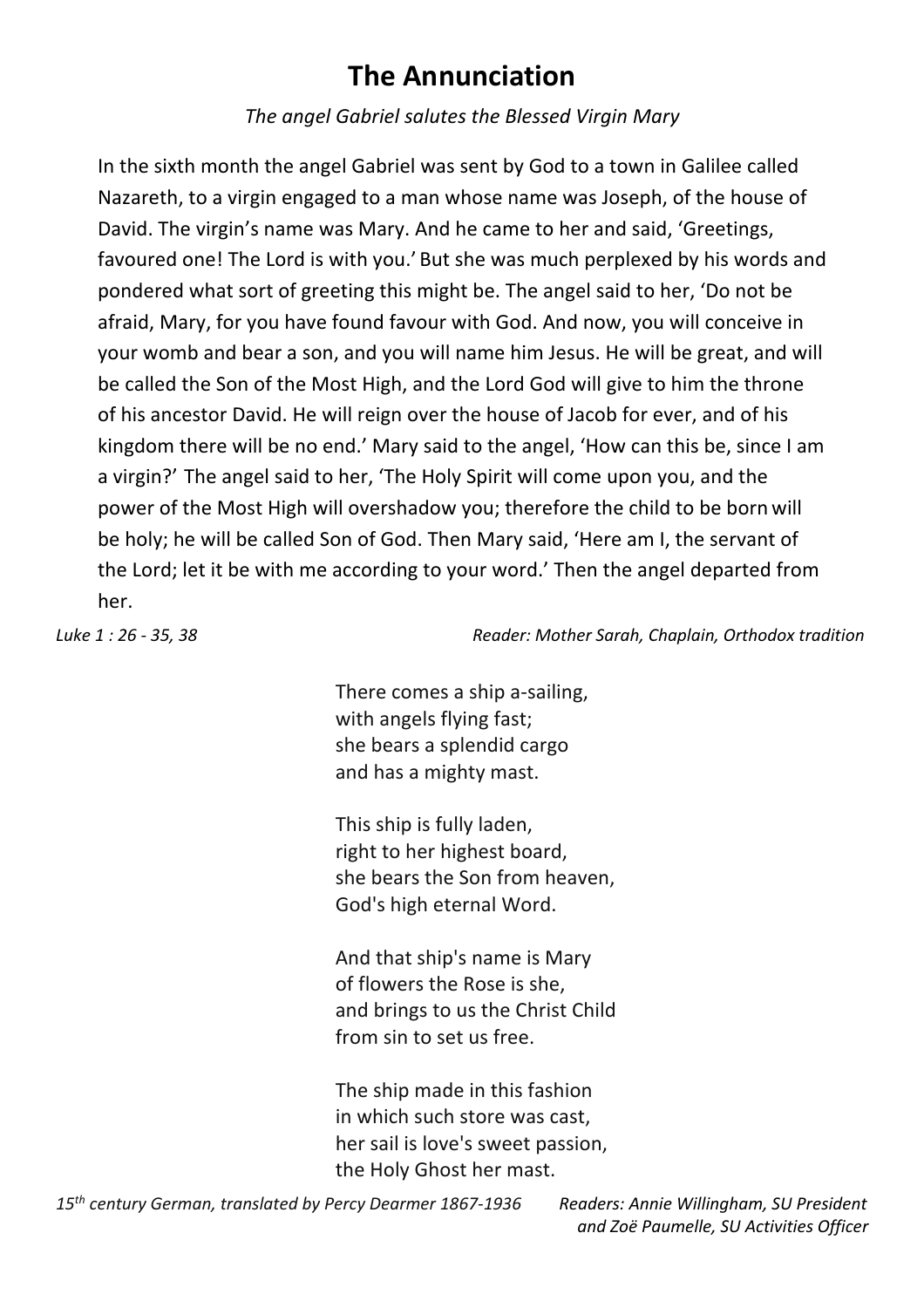# The Annunciation

*The angel Gabriel salutes the Blessed Virgin Mary*

In the sixth month the angel Gabriel was sent by God to a town in Galilee called Nazareth, to a virgin engaged to a man whose name was Joseph, of the house of David. The virgin's name was Mary. And he came to her and said, 'Greetings, favoured one! The Lord is with you.' But she was much perplexed by his words and pondered what sort of greeting this might be. The angel said to her, 'Do not be afraid, Mary, for you have found favour with God. And now, you will conceive in your womb and bear a son, and you will name him Jesus. He will be great, and will be called the Son of the Most High, and the Lord God will give to him the throne of his ancestor David. He will reign over the house of Jacob for ever, and of his kingdom there will be no end.' Mary said to the angel, 'How can this be, since I am a virgin?' The angel said to her, 'The Holy Spirit will come upon you, and the power of the Most High will overshadow you; therefore the child to be born will be holy; he will be called Son of God. Then Mary said, 'Here am I, the servant of the Lord; let it be with me according to your word.' Then the angel departed from her.

*Luke 1 : 26 - 35, 38* — *Reader: Mother Sarah, Chaplain, Orthodox tradition*

There comes a ship a-sailing,  
with angels flying fast;  
she bears a splendid cargo  
and has a mighty mast.

This ship is fully laden,  
right to her highest board,  
she bears the Son from heaven,  
God's high eternal Word.

And that ship's name is Mary  
of flowers the Rose is she,  
and brings to us the Christ Child  
from sin to set us free.

The ship made in this fashion  
in which such store was cast,  
her sail is love's sweet passion,  
the Holy Ghost her mast.

*15th century German, translated by Percy Dearmer 1867-1936* — *Readers: Annie Willingham, SU President and Zoë Paumelle, SU Activities Officer*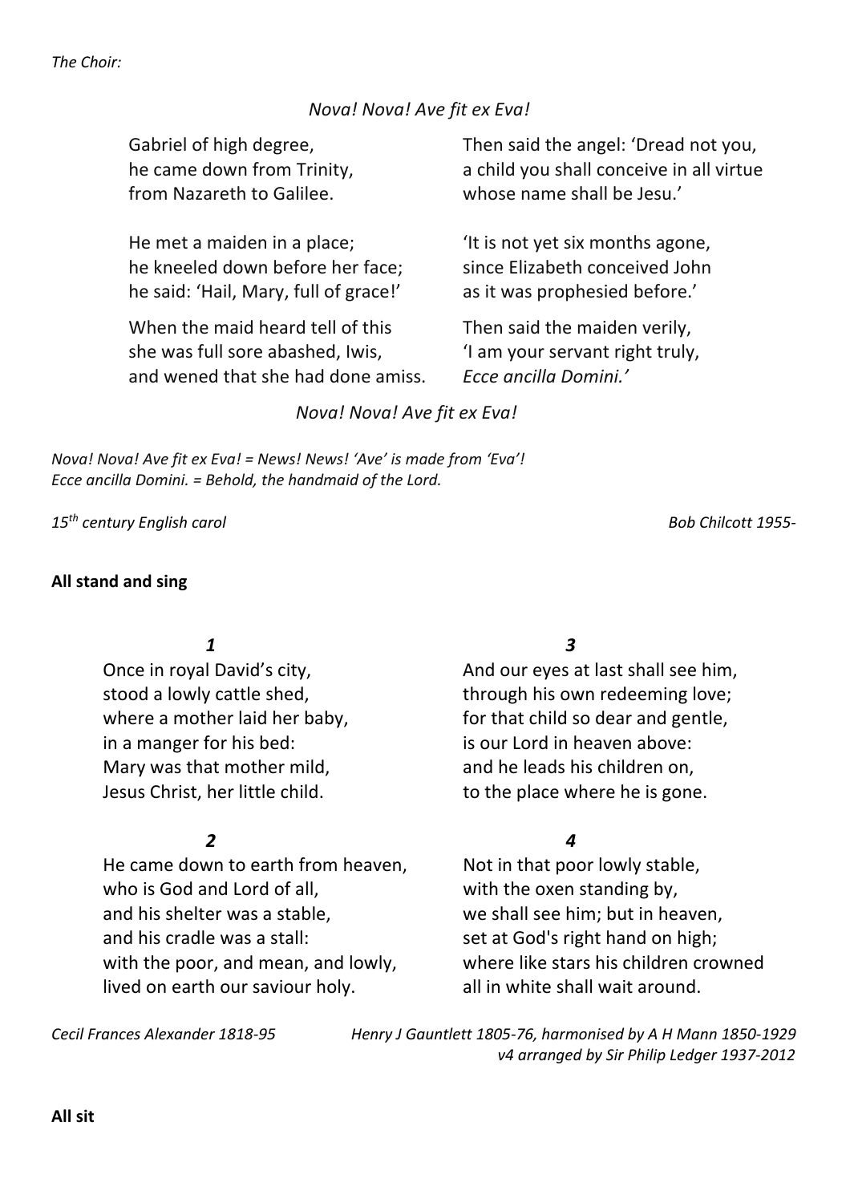*The Choir:*

*Nova! Nova! Ave fit ex Eva!*

Gabriel of high degree,
he came down from Trinity,
from Nazareth to Galilee.

He met a maiden in a place;
he kneeled down before her face;
he said: 'Hail, Mary, full of grace!'

When the maid heard tell of this
she was full sore abashed, Iwis,
and wened that she had done amiss.

Then said the angel: 'Dread not you,
a child you shall conceive in all virtue
whose name shall be Jesu.'

'It is not yet six months agone,
since Elizabeth conceived John
as it was prophesied before.'

Then said the maiden verily,
'I am your servant right truly,
*Ecce ancilla Domini.'*

*Nova! Nova! Ave fit ex Eva!*

*Nova! Nova! Ave fit ex Eva! = News! News! 'Ave' is made from 'Eva'!*
*Ecce ancilla Domini. = Behold, the handmaid of the Lord.*

*15th century English carol* — *Bob Chilcott 1955-*

**All stand and sing**

***1***

Once in royal David's city,
stood a lowly cattle shed,
where a mother laid her baby,
in a manger for his bed:
Mary was that mother mild,
Jesus Christ, her little child.

***2***

He came down to earth from heaven,
who is God and Lord of all,
and his shelter was a stable,
and his cradle was a stall:
with the poor, and mean, and lowly,
lived on earth our saviour holy.

***3***

And our eyes at last shall see him,
through his own redeeming love;
for that child so dear and gentle,
is our Lord in heaven above:
and he leads his children on,
to the place where he is gone.

***4***

Not in that poor lowly stable,
with the oxen standing by,
we shall see him; but in heaven,
set at God's right hand on high;
where like stars his children crowned
all in white shall wait around.

*Cecil Frances Alexander 1818-95* — *Henry J Gauntlett 1805-76, harmonised by A H Mann 1850-1929*
*v4 arranged by Sir Philip Ledger 1937-2012*

**All sit**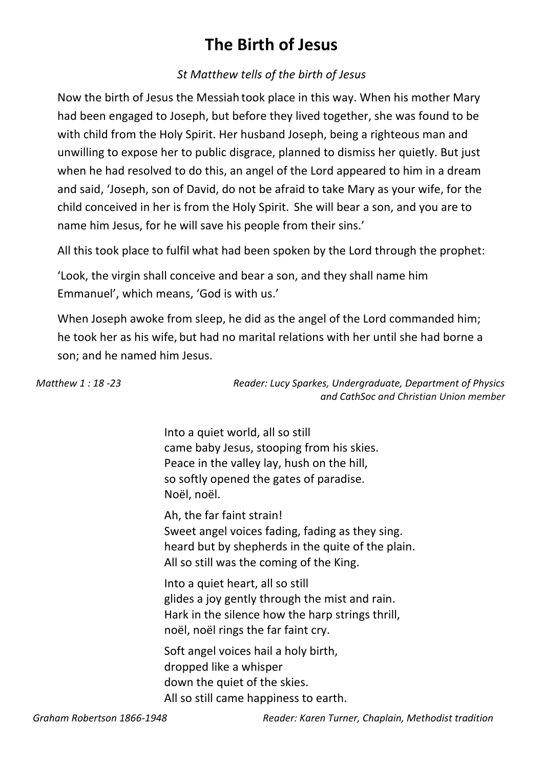# The Birth of Jesus

*St Matthew tells of the birth of Jesus*

Now the birth of Jesus the Messiah took place in this way. When his mother Mary had been engaged to Joseph, but before they lived together, she was found to be with child from the Holy Spirit. Her husband Joseph, being a righteous man and unwilling to expose her to public disgrace, planned to dismiss her quietly. But just when he had resolved to do this, an angel of the Lord appeared to him in a dream and said, 'Joseph, son of David, do not be afraid to take Mary as your wife, for the child conceived in her is from the Holy Spirit. She will bear a son, and you are to name him Jesus, for he will save his people from their sins.'

All this took place to fulfil what had been spoken by the Lord through the prophet:

'Look, the virgin shall conceive and bear a son, and they shall name him Emmanuel', which means, 'God is with us.'

When Joseph awoke from sleep, he did as the angel of the Lord commanded him; he took her as his wife, but had no marital relations with her until she had borne a son; and he named him Jesus.

*Matthew 1 : 18 -23* — *Reader: Lucy Sparkes, Undergraduate, Department of Physics and CathSoc and Christian Union member*

Into a quiet world, all so still  
came baby Jesus, stooping from his skies.  
Peace in the valley lay, hush on the hill,  
so softly opened the gates of paradise.  
Noël, noël.

Ah, the far faint strain!  
Sweet angel voices fading, fading as they sing.  
heard but by shepherds in the quite of the plain.  
All so still was the coming of the King.

Into a quiet heart, all so still  
glides a joy gently through the mist and rain.  
Hark in the silence how the harp strings thrill,  
noël, noël rings the far faint cry.

Soft angel voices hail a holy birth,  
dropped like a whisper  
down the quiet of the skies.  
All so still came happiness to earth.

*Graham Robertson 1866-1948* — *Reader: Karen Turner, Chaplain, Methodist tradition*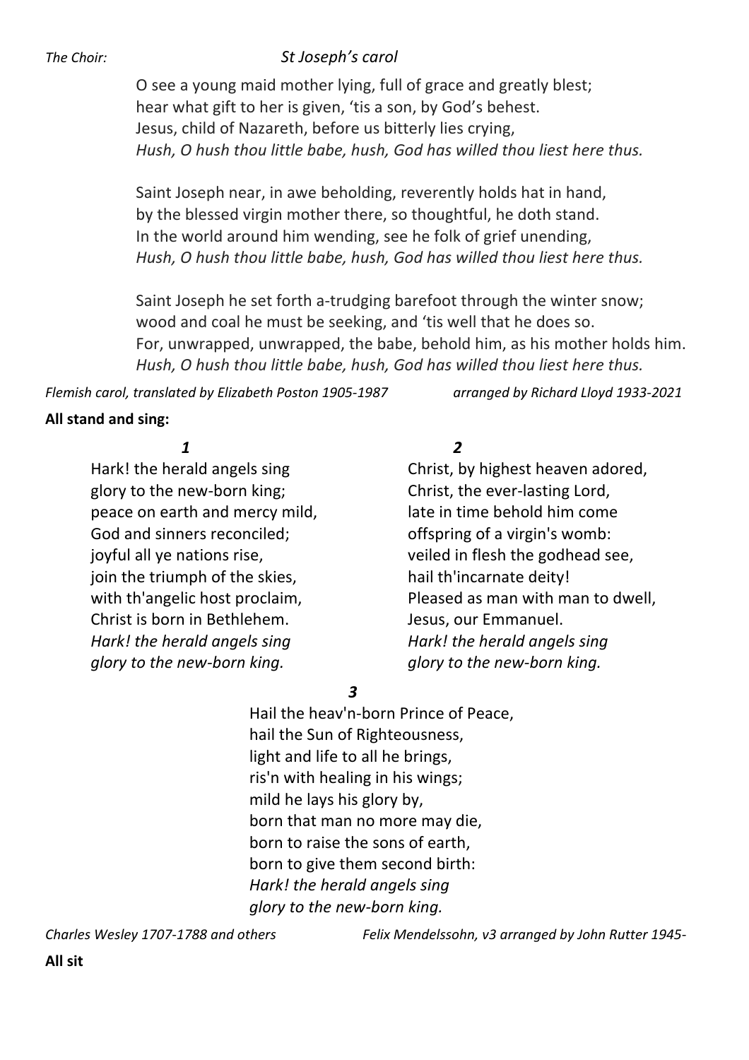*The Choir:* *St Joseph's carol*

O see a young maid mother lying, full of grace and greatly blest;
hear what gift to her is given, 'tis a son, by God's behest.
Jesus, child of Nazareth, before us bitterly lies crying,
*Hush, O hush thou little babe, hush, God has willed thou liest here thus.*

Saint Joseph near, in awe beholding, reverently holds hat in hand,
by the blessed virgin mother there, so thoughtful, he doth stand.
In the world around him wending, see he folk of grief unending,
*Hush, O hush thou little babe, hush, God has willed thou liest here thus.*

Saint Joseph he set forth a-trudging barefoot through the winter snow;
wood and coal he must be seeking, and 'tis well that he does so.
For, unwrapped, unwrapped, the babe, behold him, as his mother holds him.
*Hush, O hush thou little babe, hush, God has willed thou liest here thus.*

*Flemish carol, translated by Elizabeth Poston 1905-1987* *arranged by Richard Lloyd 1933-2021*

**All stand and sing:**

***1***

Hark! the herald angels sing
glory to the new-born king;
peace on earth and mercy mild,
God and sinners reconciled;
joyful all ye nations rise,
join the triumph of the skies,
with th'angelic host proclaim,
Christ is born in Bethlehem.
*Hark! the herald angels sing*
*glory to the new-born king.*

***2***

Christ, by highest heaven adored,
Christ, the ever-lasting Lord,
late in time behold him come
offspring of a virgin's womb:
veiled in flesh the godhead see,
hail th'incarnate deity!
Pleased as man with man to dwell,
Jesus, our Emmanuel.
*Hark! the herald angels sing*
*glory to the new-born king.*

***3***

Hail the heav'n-born Prince of Peace,
hail the Sun of Righteousness,
light and life to all he brings,
ris'n with healing in his wings;
mild he lays his glory by,
born that man no more may die,
born to raise the sons of earth,
born to give them second birth:
*Hark! the herald angels sing*
*glory to the new-born king.*

*Charles Wesley 1707-1788 and others* *Felix Mendelssohn, v3 arranged by John Rutter 1945-*

**All sit**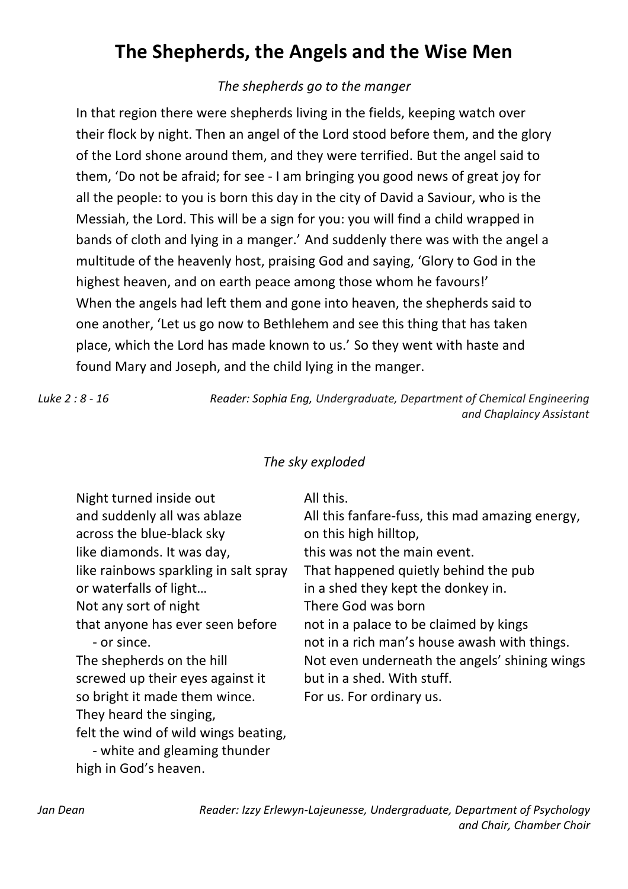# The Shepherds, the Angels and the Wise Men

*The shepherds go to the manger*

In that region there were shepherds living in the fields, keeping watch over their flock by night. Then an angel of the Lord stood before them, and the glory of the Lord shone around them, and they were terrified. But the angel said to them, 'Do not be afraid; for see - I am bringing you good news of great joy for all the people: to you is born this day in the city of David a Saviour, who is the Messiah, the Lord. This will be a sign for you: you will find a child wrapped in bands of cloth and lying in a manger.' And suddenly there was with the angel a multitude of the heavenly host, praising God and saying, 'Glory to God in the highest heaven, and on earth peace among those whom he favours!'
When the angels had left them and gone into heaven, the shepherds said to one another, 'Let us go now to Bethlehem and see this thing that has taken place, which the Lord has made known to us.' So they went with haste and found Mary and Joseph, and the child lying in the manger.

*Luke 2 : 8 - 16* — *Reader: Sophia Eng, Undergraduate, Department of Chemical Engineering and Chaplaincy Assistant*

*The sky exploded*

Night turned inside out
and suddenly all was ablaze
across the blue-black sky
like diamonds. It was day,
like rainbows sparkling in salt spray
or waterfalls of light…
Not any sort of night
that anyone has ever seen before
- or since.
The shepherds on the hill
screwed up their eyes against it
so bright it made them wince.
They heard the singing,
felt the wind of wild wings beating,
- white and gleaming thunder
high in God's heaven.

All this.
All this fanfare-fuss, this mad amazing energy,
on this high hilltop,
this was not the main event.
That happened quietly behind the pub
in a shed they kept the donkey in.
There God was born
not in a palace to be claimed by kings
not in a rich man's house awash with things.
Not even underneath the angels' shining wings
but in a shed. With stuff.
For us. For ordinary us.

*Jan Dean* — *Reader: Izzy Erlewyn-Lajeunesse, Undergraduate, Department of Psychology and Chair, Chamber Choir*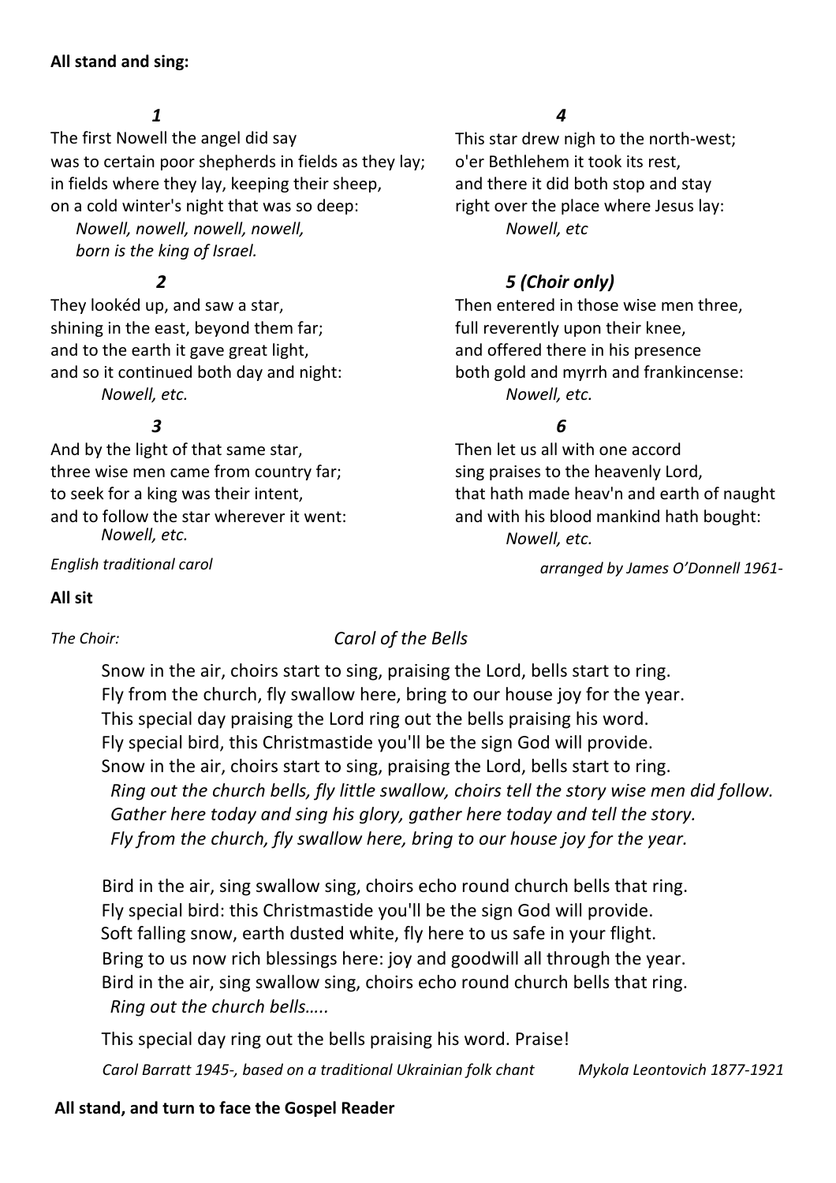**All stand and sing:**

***1***

The first Nowell the angel did say
was to certain poor shepherds in fields as they lay;
in fields where they lay, keeping their sheep,
on a cold winter's night that was so deep:
*Nowell, nowell, nowell, nowell,*
*born is the king of Israel.*

***2***

They lookéd up, and saw a star,
shining in the east, beyond them far;
and to the earth it gave great light,
and so it continued both day and night:
*Nowell, etc.*

***3***

And by the light of that same star,
three wise men came from country far;
to seek for a king was their intent,
and to follow the star wherever it went:
*Nowell, etc.*

***4***

This star drew nigh to the north-west;
o'er Bethlehem it took its rest,
and there it did both stop and stay
right over the place where Jesus lay:
*Nowell, etc*

***5 (Choir only)***

Then entered in those wise men three,
full reverently upon their knee,
and offered there in his presence
both gold and myrrh and frankincense:
*Nowell, etc.*

***6***

Then let us all with one accord
sing praises to the heavenly Lord,
that hath made heav'n and earth of naught
and with his blood mankind hath bought:
*Nowell, etc.*

*English traditional carol* *arranged by James O'Donnell 1961-*

**All sit**

*The Choir:* *Carol of the Bells*

Snow in the air, choirs start to sing, praising the Lord, bells start to ring.
Fly from the church, fly swallow here, bring to our house joy for the year.
This special day praising the Lord ring out the bells praising his word.
Fly special bird, this Christmastide you'll be the sign God will provide.
Snow in the air, choirs start to sing, praising the Lord, bells start to ring.
*Ring out the church bells, fly little swallow, choirs tell the story wise men did follow.*
*Gather here today and sing his glory, gather here today and tell the story.*
*Fly from the church, fly swallow here, bring to our house joy for the year.*

Bird in the air, sing swallow sing, choirs echo round church bells that ring.
Fly special bird: this Christmastide you'll be the sign God will provide.
Soft falling snow, earth dusted white, fly here to us safe in your flight.
Bring to us now rich blessings here: joy and goodwill all through the year.
Bird in the air, sing swallow sing, choirs echo round church bells that ring.
*Ring out the church bells…..*

This special day ring out the bells praising his word. Praise!

*Carol Barratt 1945-, based on a traditional Ukrainian folk chant* *Mykola Leontovich 1877-1921*

**All stand, and turn to face the Gospel Reader**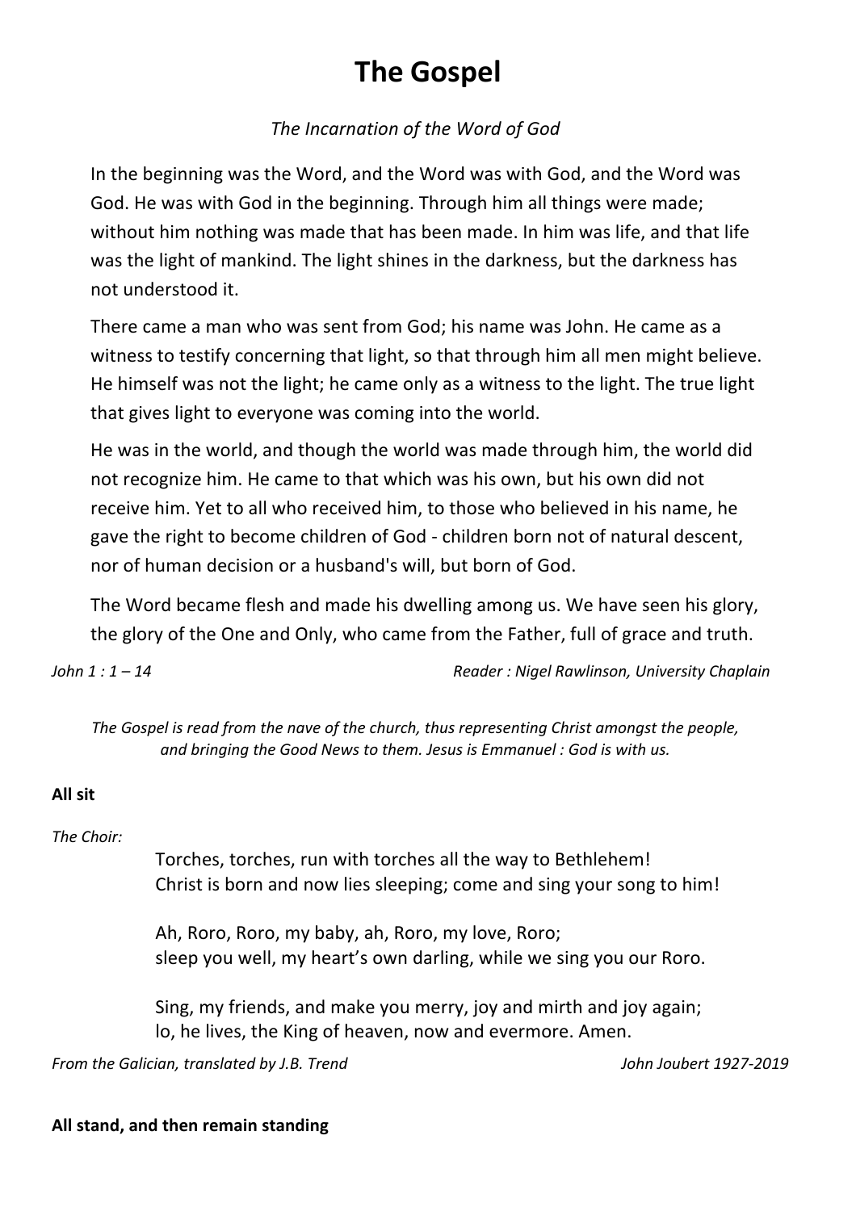# The Gospel

*The Incarnation of the Word of God*

In the beginning was the Word, and the Word was with God, and the Word was God. He was with God in the beginning. Through him all things were made; without him nothing was made that has been made. In him was life, and that life was the light of mankind. The light shines in the darkness, but the darkness has not understood it.

There came a man who was sent from God; his name was John. He came as a witness to testify concerning that light, so that through him all men might believe. He himself was not the light; he came only as a witness to the light. The true light that gives light to everyone was coming into the world.

He was in the world, and though the world was made through him, the world did not recognize him. He came to that which was his own, but his own did not receive him. Yet to all who received him, to those who believed in his name, he gave the right to become children of God - children born not of natural descent, nor of human decision or a husband's will, but born of God.

The Word became flesh and made his dwelling among us. We have seen his glory, the glory of the One and Only, who came from the Father, full of grace and truth.

*John 1 : 1 – 14* — *Reader : Nigel Rawlinson, University Chaplain*

*The Gospel is read from the nave of the church, thus representing Christ amongst the people, and bringing the Good News to them. Jesus is Emmanuel : God is with us.*

**All sit**

*The Choir:*

Torches, torches, run with torches all the way to Bethlehem!
Christ is born and now lies sleeping; come and sing your song to him!

Ah, Roro, Roro, my baby, ah, Roro, my love, Roro;
sleep you well, my heart's own darling, while we sing you our Roro.

Sing, my friends, and make you merry, joy and mirth and joy again;
lo, he lives, the King of heaven, now and evermore. Amen.

*From the Galician, translated by J.B. Trend* — *John Joubert 1927-2019*

**All stand, and then remain standing**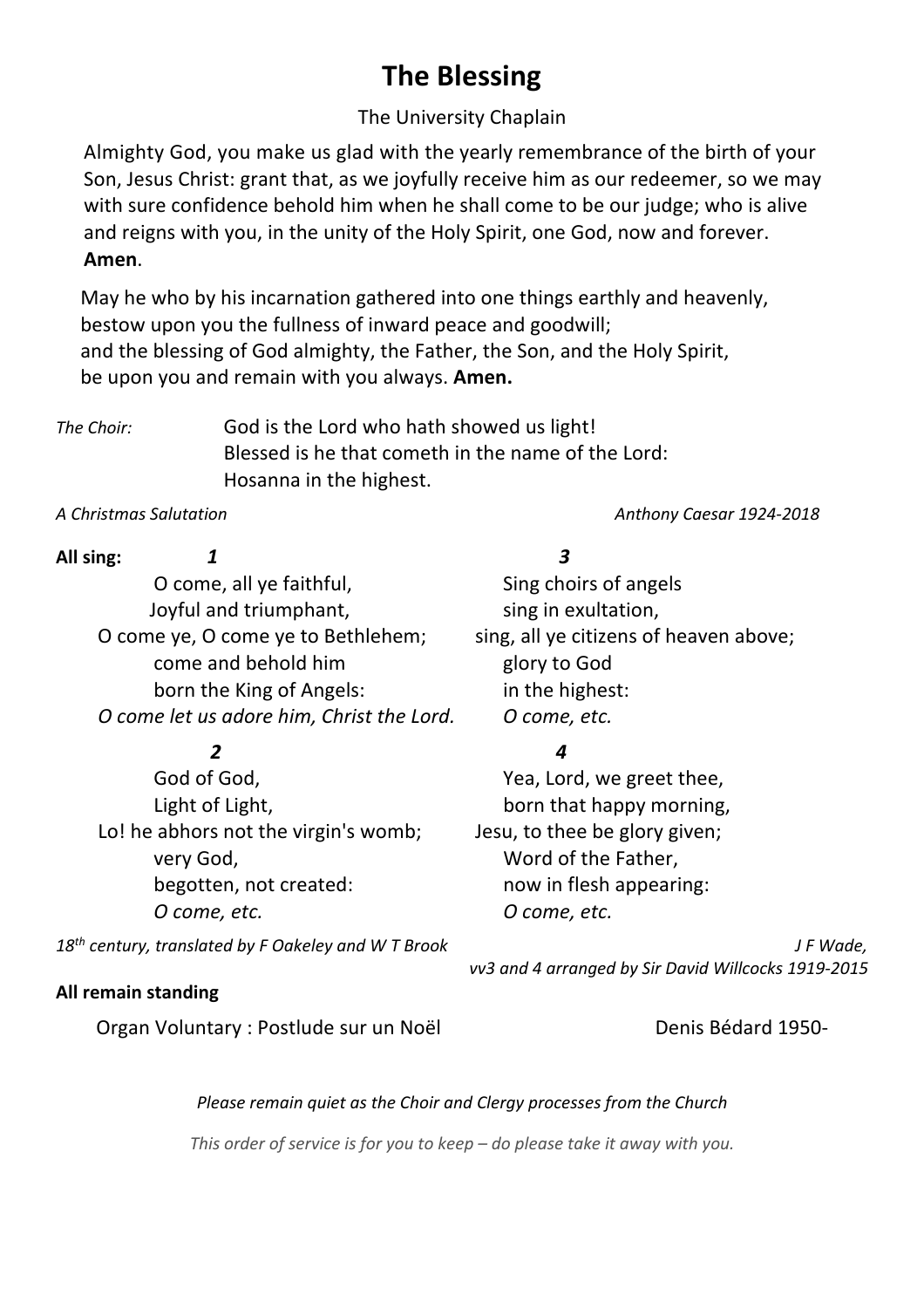# The Blessing

The University Chaplain

Almighty God, you make us glad with the yearly remembrance of the birth of your Son, Jesus Christ: grant that, as we joyfully receive him as our redeemer, so we may with sure confidence behold him when he shall come to be our judge; who is alive and reigns with you, in the unity of the Holy Spirit, one God, now and forever. **Amen**.

May he who by his incarnation gathered into one things earthly and heavenly,
bestow upon you the fullness of inward peace and goodwill;
and the blessing of God almighty, the Father, the Son, and the Holy Spirit,
be upon you and remain with you always. **Amen.**

*The Choir:* God is the Lord who hath showed us light!
Blessed is he that cometh in the name of the Lord:
Hosanna in the highest.

*A Christmas Salutation* *Anthony Caesar 1924-2018*

**All sing:**

***1***

O come, all ye faithful,
Joyful and triumphant,
O come ye, O come ye to Bethlehem;
come and behold him
born the King of Angels:
*O come let us adore him, Christ the Lord.*

***2***

God of God,
Light of Light,
Lo! he abhors not the virgin's womb;
very God,
begotten, not created:
*O come, etc.*

***3***

Sing choirs of angels
sing in exultation,
sing, all ye citizens of heaven above;
glory to God
in the highest:
*O come, etc.*

***4***

Yea, Lord, we greet thee,
born that happy morning,
Jesu, to thee be glory given;
Word of the Father,
now in flesh appearing:
*O come, etc.*

*18th century, translated by F Oakeley and W T Brook* *J F Wade, vv3 and 4 arranged by Sir David Willcocks 1919-2015*

**All remain standing**

Organ Voluntary : Postlude sur un Noël Denis Bédard 1950-

*Please remain quiet as the Choir and Clergy processes from the Church*

*This order of service is for you to keep – do please take it away with you.*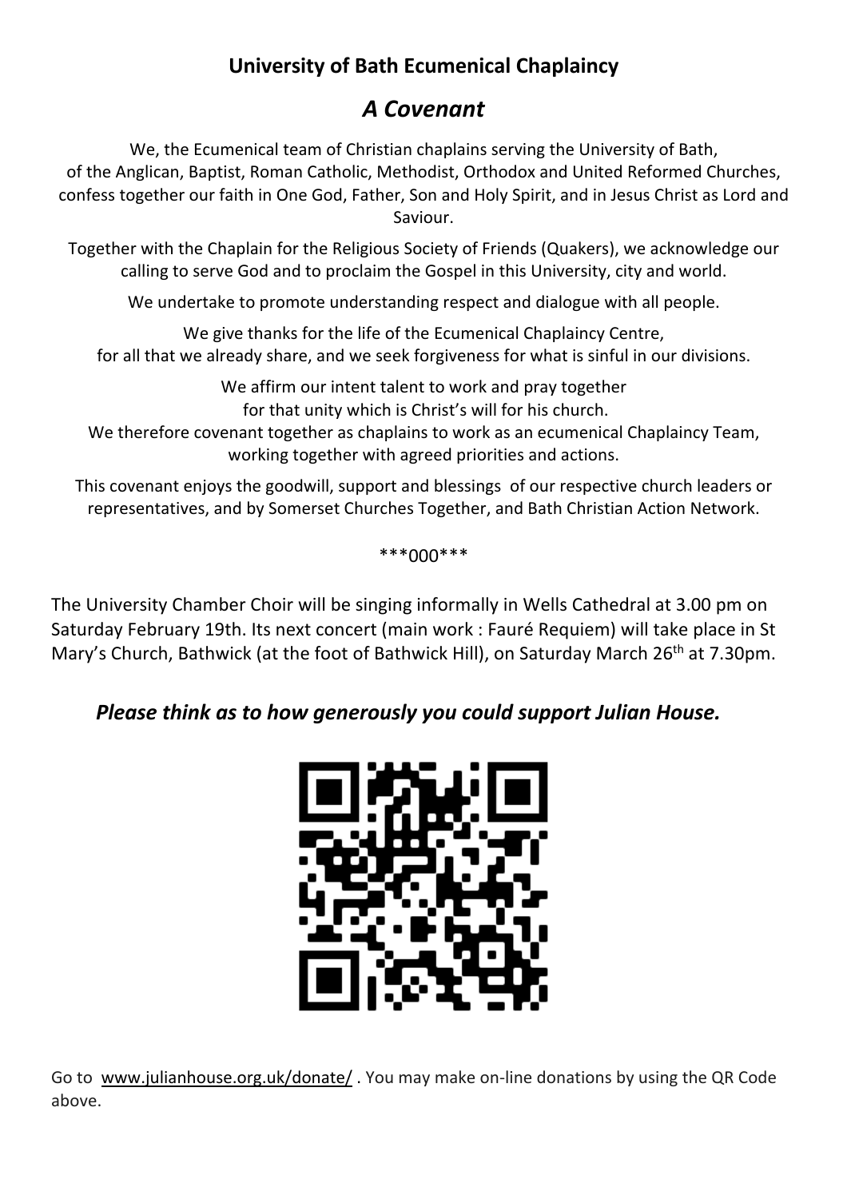**University of Bath Ecumenical Chaplaincy**

## *A Covenant*

We, the Ecumenical team of Christian chaplains serving the University of Bath, of the Anglican, Baptist, Roman Catholic, Methodist, Orthodox and United Reformed Churches, confess together our faith in One God, Father, Son and Holy Spirit, and in Jesus Christ as Lord and Saviour.

Together with the Chaplain for the Religious Society of Friends (Quakers), we acknowledge our calling to serve God and to proclaim the Gospel in this University, city and world.

We undertake to promote understanding respect and dialogue with all people.

We give thanks for the life of the Ecumenical Chaplaincy Centre, for all that we already share, and we seek forgiveness for what is sinful in our divisions.

We affirm our intent talent to work and pray together for that unity which is Christ's will for his church.
We therefore covenant together as chaplains to work as an ecumenical Chaplaincy Team, working together with agreed priorities and actions.

This covenant enjoys the goodwill, support and blessings of our respective church leaders or representatives, and by Somerset Churches Together, and Bath Christian Action Network.

***000***

The University Chamber Choir will be singing informally in Wells Cathedral at 3.00 pm on Saturday February 19th. Its next concert (main work : Fauré Requiem) will take place in St Mary's Church, Bathwick (at the foot of Bathwick Hill), on Saturday March 26th at 7.30pm.

***Please think as to how generously you could support Julian House.***

Go to www.julianhouse.org.uk/donate/ . You may make on-line donations by using the QR Code above.